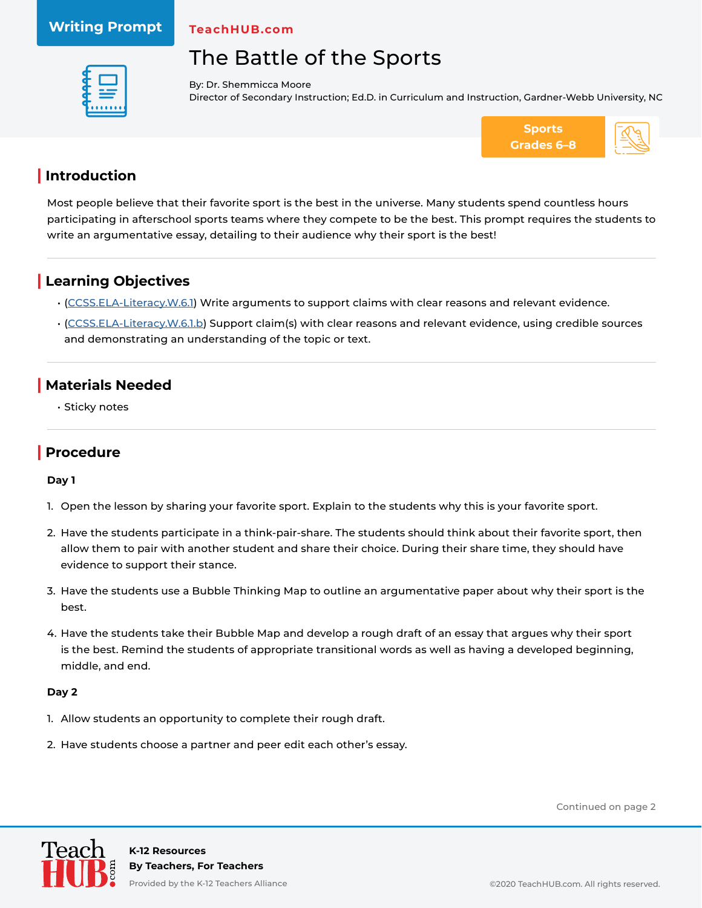Writing Prompt

TeachHUB.com

# The Battle of the Sports

By: Dr. Shemmicca Moore
Director of Secondary Instruction; Ed.D. in Curriculum and Instruction, Gardner-Webb University, NC

**Sports**
**Grades 6–8**

## Introduction

Most people believe that their favorite sport is the best in the universe. Many students spend countless hours participating in afterschool sports teams where they compete to be the best. This prompt requires the students to write an argumentative essay, detailing to their audience why their sport is the best!

## Learning Objectives

- (CCSS.ELA-Literacy.W.6.1) Write arguments to support claims with clear reasons and relevant evidence.
- (CCSS.ELA-Literacy.W.6.1.b) Support claim(s) with clear reasons and relevant evidence, using credible sources and demonstrating an understanding of the topic or text.

## Materials Needed

- Sticky notes

## Procedure

**Day 1**

1. Open the lesson by sharing your favorite sport. Explain to the students why this is your favorite sport.
2. Have the students participate in a think-pair-share. The students should think about their favorite sport, then allow them to pair with another student and share their choice. During their share time, they should have evidence to support their stance.
3. Have the students use a Bubble Thinking Map to outline an argumentative paper about why their sport is the best.
4. Have the students take their Bubble Map and develop a rough draft of an essay that argues why their sport is the best. Remind the students of appropriate transitional words as well as having a developed beginning, middle, and end.

**Day 2**

1. Allow students an opportunity to complete their rough draft.
2. Have students choose a partner and peer edit each other's essay.

Continued on page 2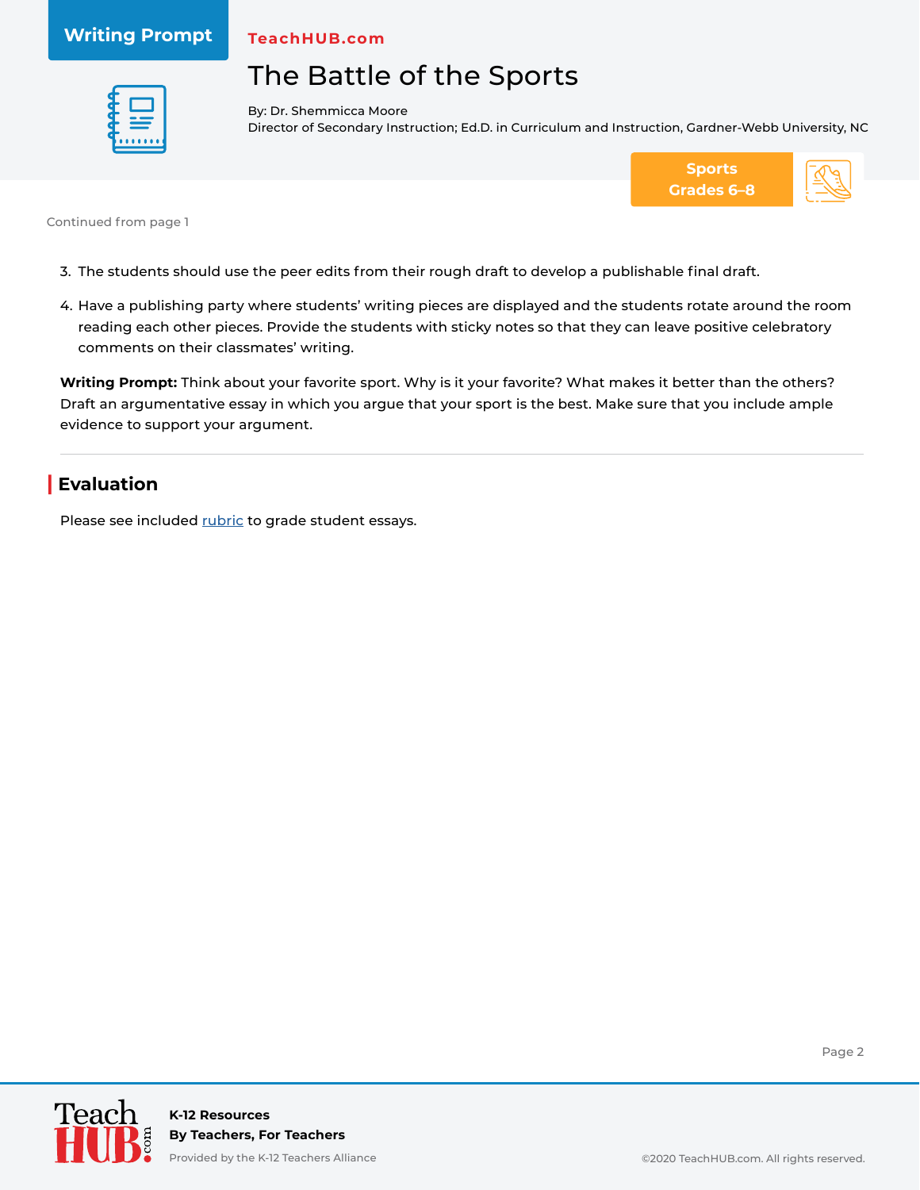Continued from page 1

3. The students should use the peer edits from their rough draft to develop a publishable final draft.
4. Have a publishing party where students' writing pieces are displayed and the students rotate around the room reading each other pieces. Provide the students with sticky notes so that they can leave positive celebratory comments on their classmates' writing.

**Writing Prompt:** Think about your favorite sport. Why is it your favorite? What makes it better than the others? Draft an argumentative essay in which you argue that your sport is the best. Make sure that you include ample evidence to support your argument.

---

## Evaluation

Please see included rubric to grade student essays.